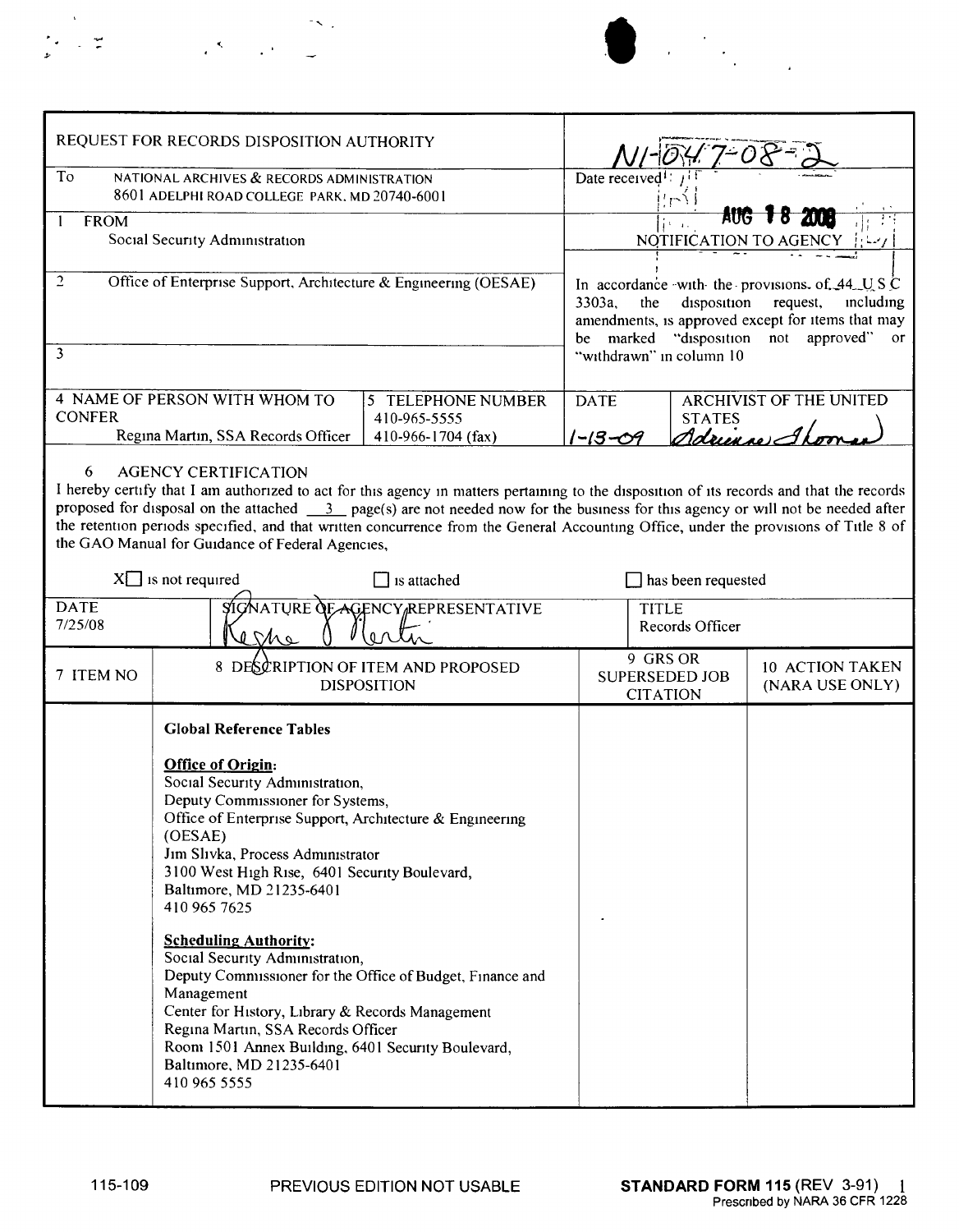| REQUEST FOR RECORDS DISPOSITION AUTHORITY | | N1-047-08-2 | |
|---|---|---|---|
| To NATIONAL ARCHIVES & RECORDS ADMINISTRATION 8601 ADELPHI ROAD COLLEGE PARK, MD 20740-6001 | | Date received AUG 18 2008 | |
| 1 FROM Social Security Administration | | NOTIFICATION TO AGENCY | |
| 2 Office of Enterprise Support, Architecture & Engineering (OESAE) | | In accordance with the provisions of 44 U S C 3303a, the disposition request, including amendments, is approved except for items that may be marked "disposition not approved" or "withdrawn" in column 10 | |
| 3 | | | |
| 4 NAME OF PERSON WITH WHOM TO CONFER Regina Martin, SSA Records Officer | 5 TELEPHONE NUMBER 410-965-5555 410-966-1704 (fax) | DATE 1-13-09 | ARCHIVIST OF THE UNITED STATES Adrienne Thomas |

6 AGENCY CERTIFICATION

I hereby certify that I am authorized to act for this agency in matters pertaining to the disposition of its records and that the records proposed for disposal on the attached __3__ page(s) are not needed now for the business for this agency or will not be needed after the retention periods specified, and that written concurrence from the General Accounting Office, under the provisions of Title 8 of the GAO Manual for Guidance of Federal Agencies,

- [X] is not required
- [ ] is attached
- [ ] has been requested

| DATE | SIGNATURE OF AGENCY REPRESENTATIVE | TITLE |
|---|---|---|
| 7/25/08 | Regina Martin | Records Officer |

| 7 ITEM NO | 8 DESCRIPTION OF ITEM AND PROPOSED DISPOSITION | 9 GRS OR SUPERSEDED JOB CITATION | 10 ACTION TAKEN (NARA USE ONLY) |
|---|---|---|---|
| | **Global Reference Tables**<br><br>**Office of Origin:**<br>Social Security Administration,<br>Deputy Commissioner for Systems,<br>Office of Enterprise Support, Architecture & Engineering (OESAE)<br>Jim Slivka, Process Administrator<br>3100 West High Rise, 6401 Security Boulevard,<br>Baltimore, MD 21235-6401<br>410 965 7625<br><br>**Scheduling Authority:**<br>Social Security Administration,<br>Deputy Commissioner for the Office of Budget, Finance and Management<br>Center for History, Library & Records Management<br>Regina Martin, SSA Records Officer<br>Room 1501 Annex Building, 6401 Security Boulevard,<br>Baltimore, MD 21235-6401<br>410 965 5555 | | |

115-109 PREVIOUS EDITION NOT USABLE **STANDARD FORM 115** (REV 3-91) Prescribed by NARA 36 CFR 1228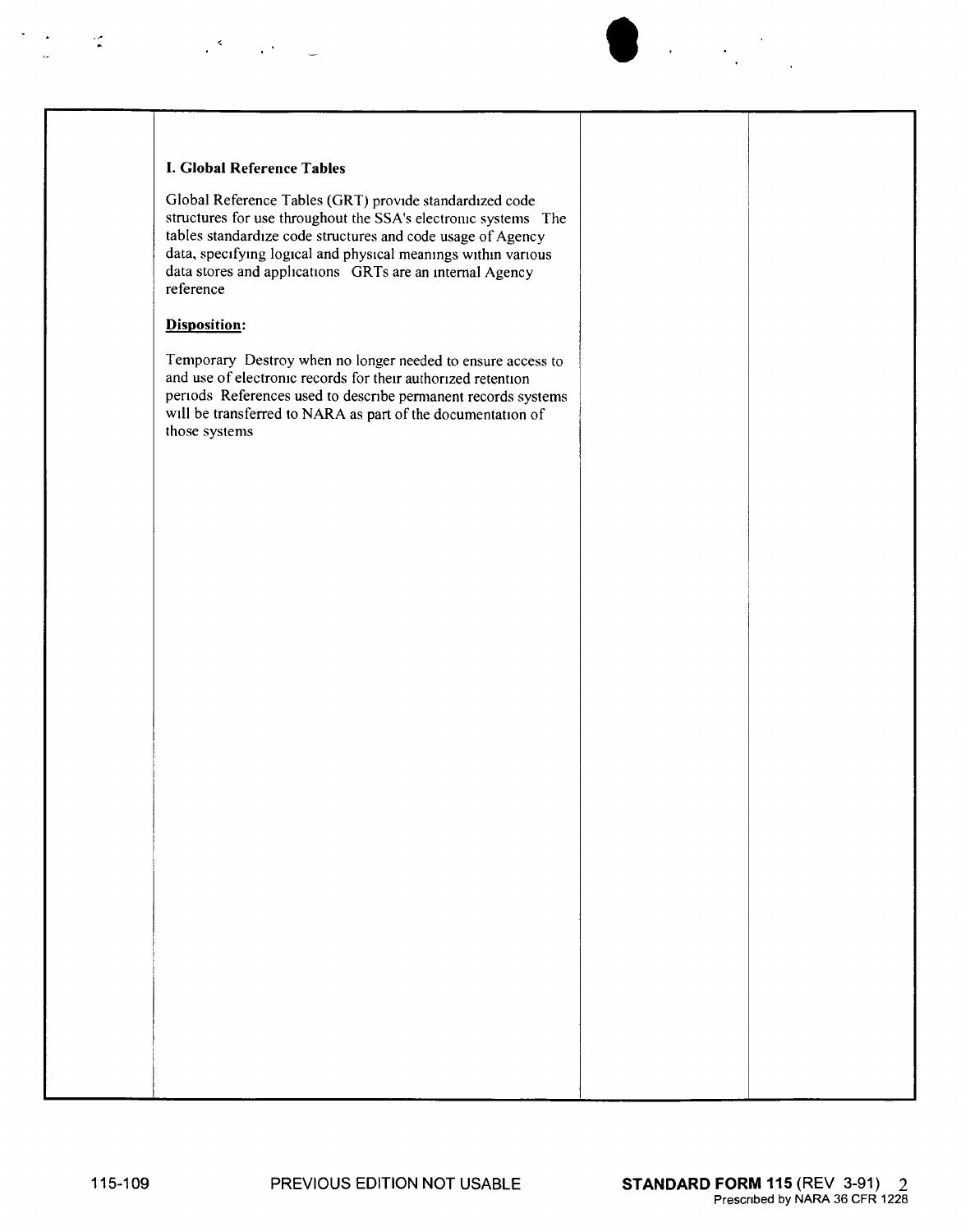**I. Global Reference Tables**

Global Reference Tables (GRT) provide standardized code structures for use throughout the SSA's electronic systems The tables standardize code structures and code usage of Agency data, specifying logical and physical meanings within various data stores and applications GRTs are an internal Agency reference

**Disposition:**

Temporary Destroy when no longer needed to ensure access to and use of electronic records for their authorized retention periods References used to describe permanent records systems will be transferred to NARA as part of the documentation of those systems

115-109 PREVIOUS EDITION NOT USABLE **STANDARD FORM 115** (REV 3-91)
Prescribed by NARA 36 CFR 1228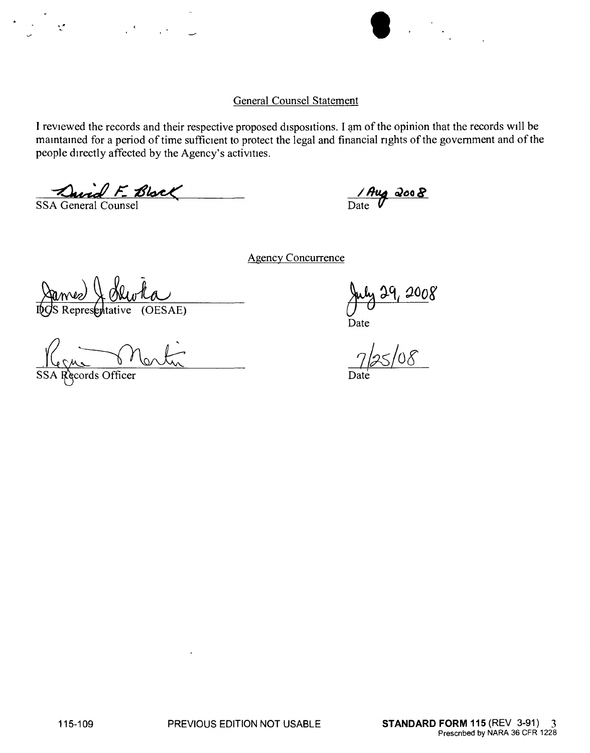## General Counsel Statement

I reviewed the records and their respective proposed dispositions. I am of the opinion that the records will be maintained for a period of time sufficient to protect the legal and financial rights of the government and of the people directly affected by the Agency's activities.

David F. Black
SSA General Counsel

1 Aug 2008
Date

## Agency Concurrence

James J. Sluka
DCS Representative (OESAE)

July 29, 2008
Date

Regina Martin
SSA Records Officer

7/25/08
Date

115-109 PREVIOUS EDITION NOT USABLE **STANDARD FORM 115** (REV 3-91)
Prescribed by NARA 36 CFR 1228